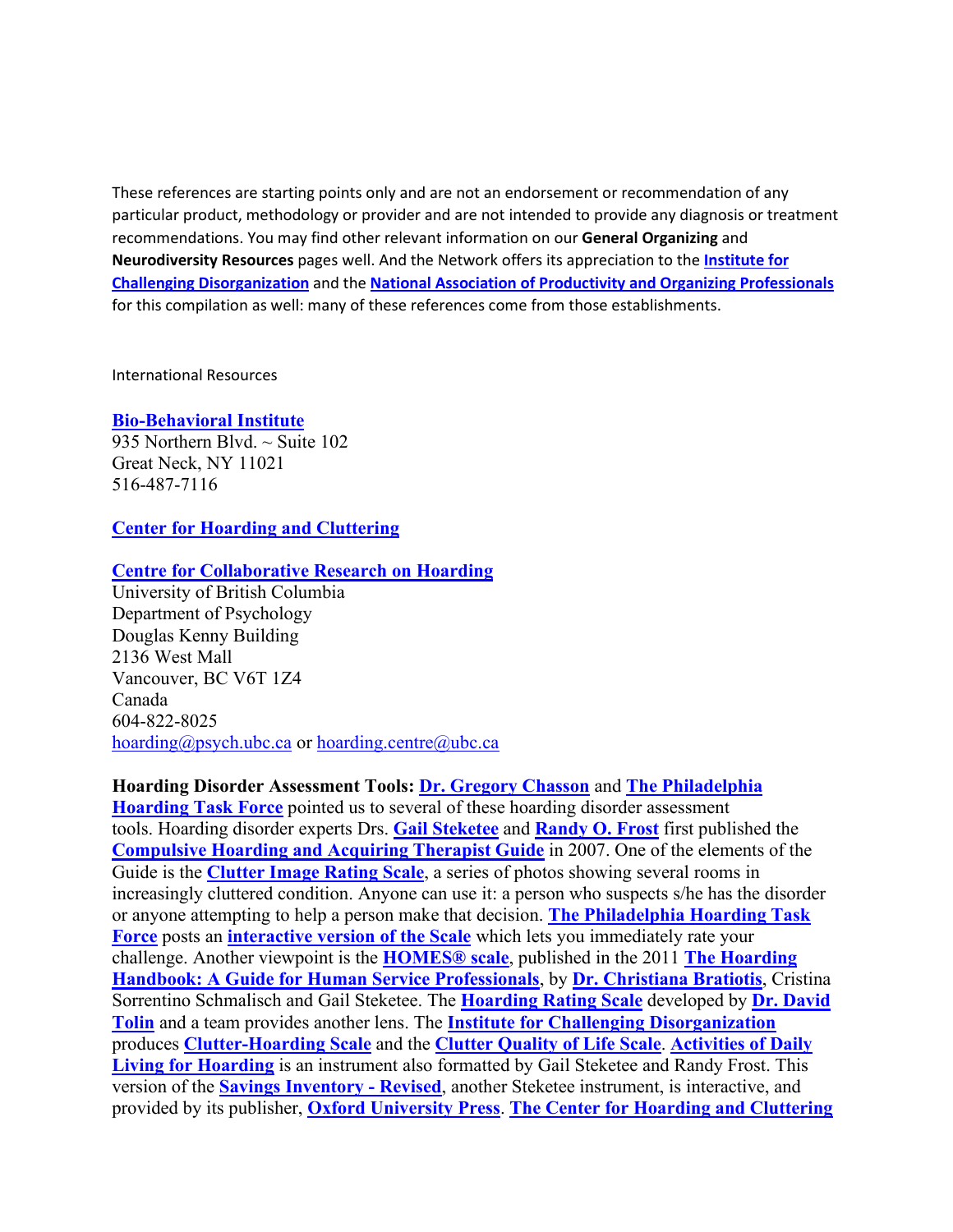These references are starting points only and are not an endorsement or recommendation of any particular product, methodology or provider and are not intended to provide any diagnosis or treatment recommendations. You may find other relevant information on our **General Organizing** and **Neurodiversity Resources** pages well. And the Network offers its appreciation to the **Institute for Challenging Disorganization** and the **National Association of Productivity and Organizing Professionals** for this compilation as well: many of these references come from those establishments.

International Resources

**Bio-Behavioral Institute**
935 Northern Blvd. ~ Suite 102
Great Neck, NY 11021
516-487-7116

**Center for Hoarding and Cluttering**

**Centre for Collaborative Research on Hoarding**
University of British Columbia
Department of Psychology
Douglas Kenny Building
2136 West Mall
Vancouver, BC V6T 1Z4
Canada
604-822-8025
hoarding@psych.ubc.ca or hoarding.centre@ubc.ca

**Hoarding Disorder Assessment Tools:** **Dr. Gregory Chasson** and **The Philadelphia Hoarding Task Force** pointed us to several of these hoarding disorder assessment tools. Hoarding disorder experts Drs. **Gail Steketee** and **Randy O. Frost** first published the **Compulsive Hoarding and Acquiring Therapist Guide** in 2007. One of the elements of the Guide is the **Clutter Image Rating Scale**, a series of photos showing several rooms in increasingly cluttered condition. Anyone can use it: a person who suspects s/he has the disorder or anyone attempting to help a person make that decision. **The Philadelphia Hoarding Task Force** posts an **interactive version of the Scale** which lets you immediately rate your challenge. Another viewpoint is the **HOMES® scale**, published in the 2011 **The Hoarding Handbook: A Guide for Human Service Professionals**, by **Dr. Christiana Bratiotis**, Cristina Sorrentino Schmalisch and Gail Steketee. The **Hoarding Rating Scale** developed by **Dr. David Tolin** and a team provides another lens. The **Institute for Challenging Disorganization** produces **Clutter-Hoarding Scale** and the **Clutter Quality of Life Scale**. **Activities of Daily Living for Hoarding** is an instrument also formatted by Gail Steketee and Randy Frost. This version of the **Savings Inventory - Revised**, another Steketee instrument, is interactive, and provided by its publisher, **Oxford University Press**. **The Center for Hoarding and Cluttering**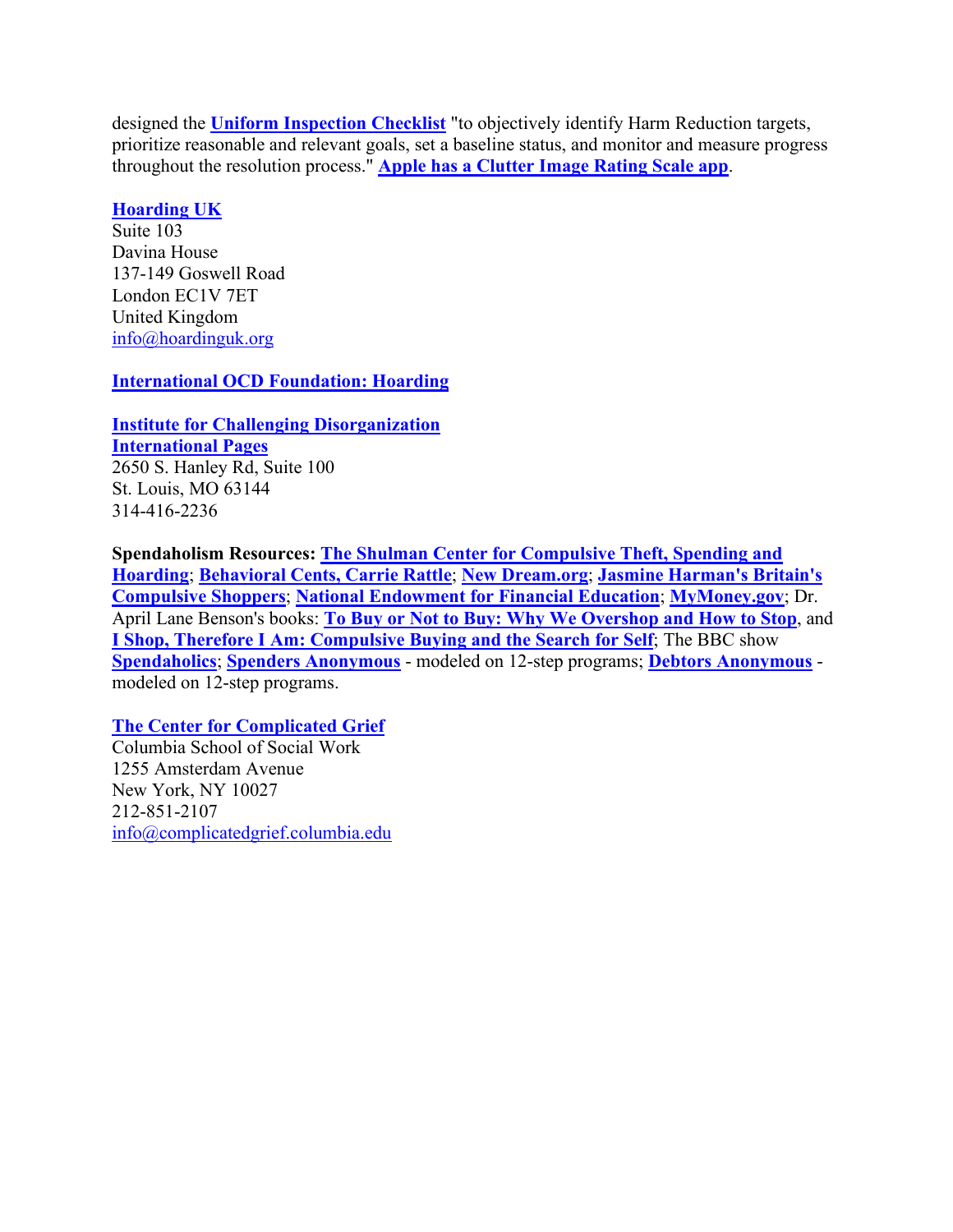designed the **Uniform Inspection Checklist** "to objectively identify Harm Reduction targets, prioritize reasonable and relevant goals, set a baseline status, and monitor and measure progress throughout the resolution process." **Apple has a Clutter Image Rating Scale app**.

**Hoarding UK**
Suite 103
Davina House
137-149 Goswell Road
London EC1V 7ET
United Kingdom
info@hoardinguk.org

**International OCD Foundation: Hoarding**

**Institute for Challenging Disorganization**
**International Pages**
2650 S. Hanley Rd, Suite 100
St. Louis, MO 63144
314-416-2236

**Spendaholism Resources:** **The Shulman Center for Compulsive Theft, Spending and Hoarding**; **Behavioral Cents, Carrie Rattle**; **New Dream.org**; **Jasmine Harman's Britain's Compulsive Shoppers**; **National Endowment for Financial Education**; **MyMoney.gov**; Dr. April Lane Benson's books: **To Buy or Not to Buy: Why We Overshop and How to Stop**, and **I Shop, Therefore I Am: Compulsive Buying and the Search for Self**; The BBC show **Spendaholics**; **Spenders Anonymous** - modeled on 12-step programs; **Debtors Anonymous** - modeled on 12-step programs.

**The Center for Complicated Grief**
Columbia School of Social Work
1255 Amsterdam Avenue
New York, NY 10027
212-851-2107
info@complicatedgrief.columbia.edu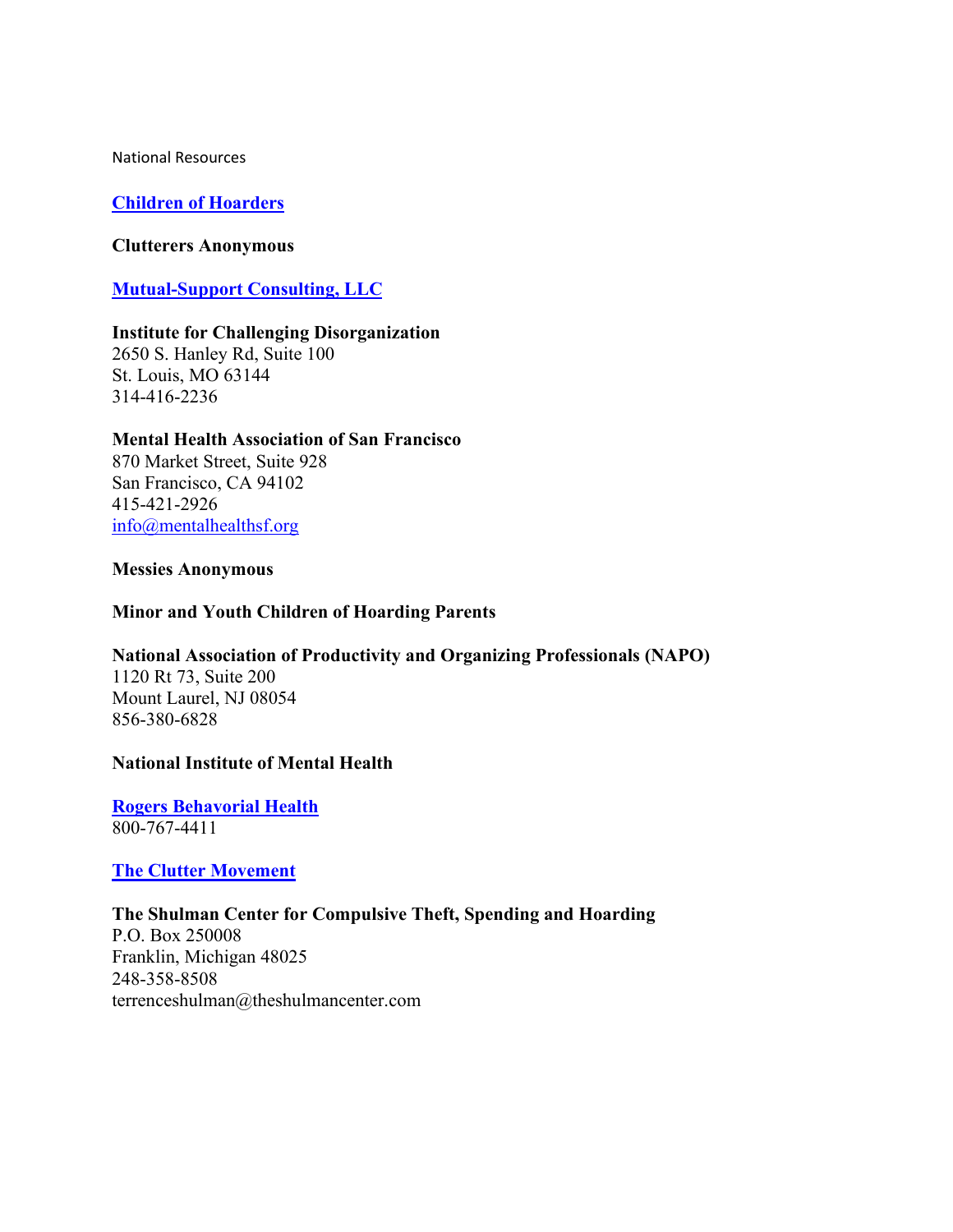National Resources

**Children of Hoarders**

**Clutterers Anonymous**

**Mutual-Support Consulting, LLC**

**Institute for Challenging Disorganization**
2650 S. Hanley Rd, Suite 100
St. Louis, MO 63144
314-416-2236

**Mental Health Association of San Francisco**
870 Market Street, Suite 928
San Francisco, CA 94102
415-421-2926
info@mentalhealthsf.org

**Messies Anonymous**

**Minor and Youth Children of Hoarding Parents**

**National Association of Productivity and Organizing Professionals (NAPO)**
1120 Rt 73, Suite 200
Mount Laurel, NJ 08054
856-380-6828

**National Institute of Mental Health**

**Rogers Behavorial Health**
800-767-4411

**The Clutter Movement**

**The Shulman Center for Compulsive Theft, Spending and Hoarding**
P.O. Box 250008
Franklin, Michigan 48025
248-358-8508
terrenceshulman@theshulmancenter.com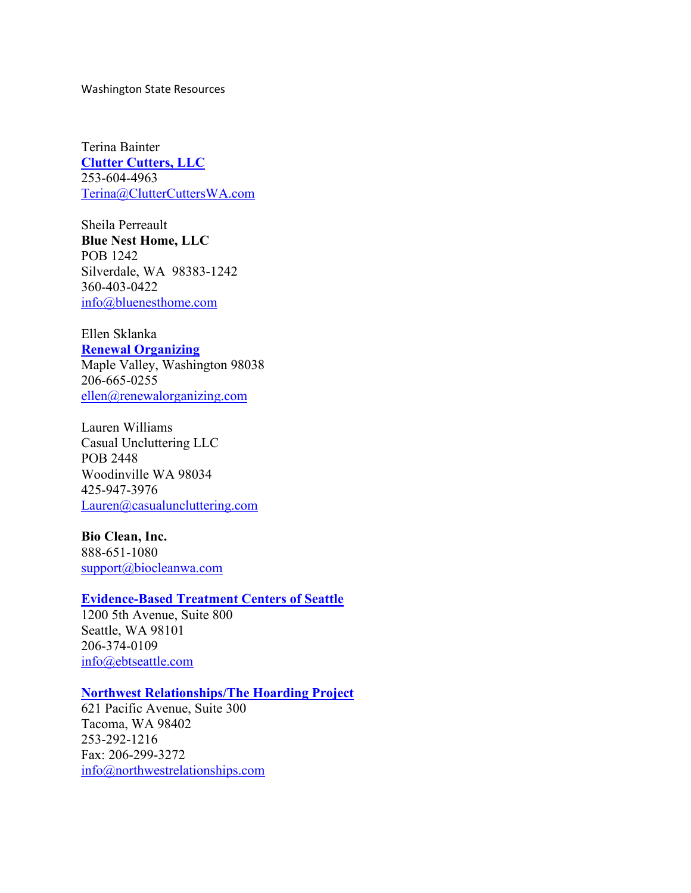Washington State Resources

Terina Bainter
**Clutter Cutters, LLC**
253-604-4963
Terina@ClutterCuttersWA.com

Sheila Perreault
**Blue Nest Home, LLC**
POB 1242
Silverdale, WA  98383-1242
360-403-0422
info@bluenesthome.com

Ellen Sklanka
**Renewal Organizing**
Maple Valley, Washington 98038
206-665-0255
ellen@renewalorganizing.com

Lauren Williams
Casual Uncluttering LLC
POB 2448
Woodinville WA 98034
425-947-3976
Lauren@casualuncluttering.com

**Bio Clean, Inc.**
888-651-1080
support@biocleanwa.com

**Evidence-Based Treatment Centers of Seattle**
1200 5th Avenue, Suite 800
Seattle, WA 98101
206-374-0109
info@ebtseattle.com

**Northwest Relationships/The Hoarding Project**
621 Pacific Avenue, Suite 300
Tacoma, WA 98402
253-292-1216
Fax: 206-299-3272
info@northwestrelationships.com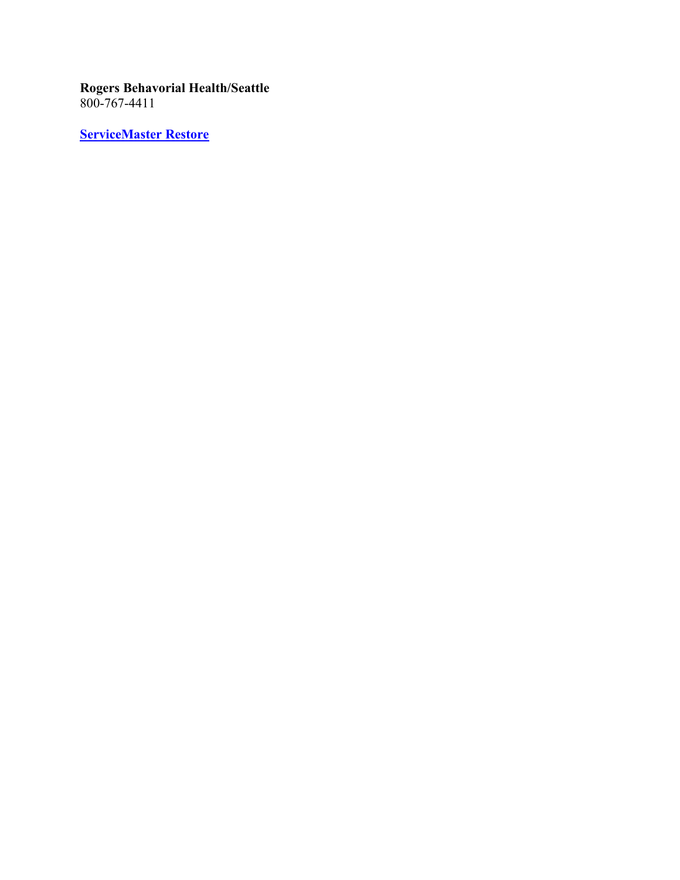**Rogers Behavorial Health/Seattle**
800-767-4411

**ServiceMaster Restore**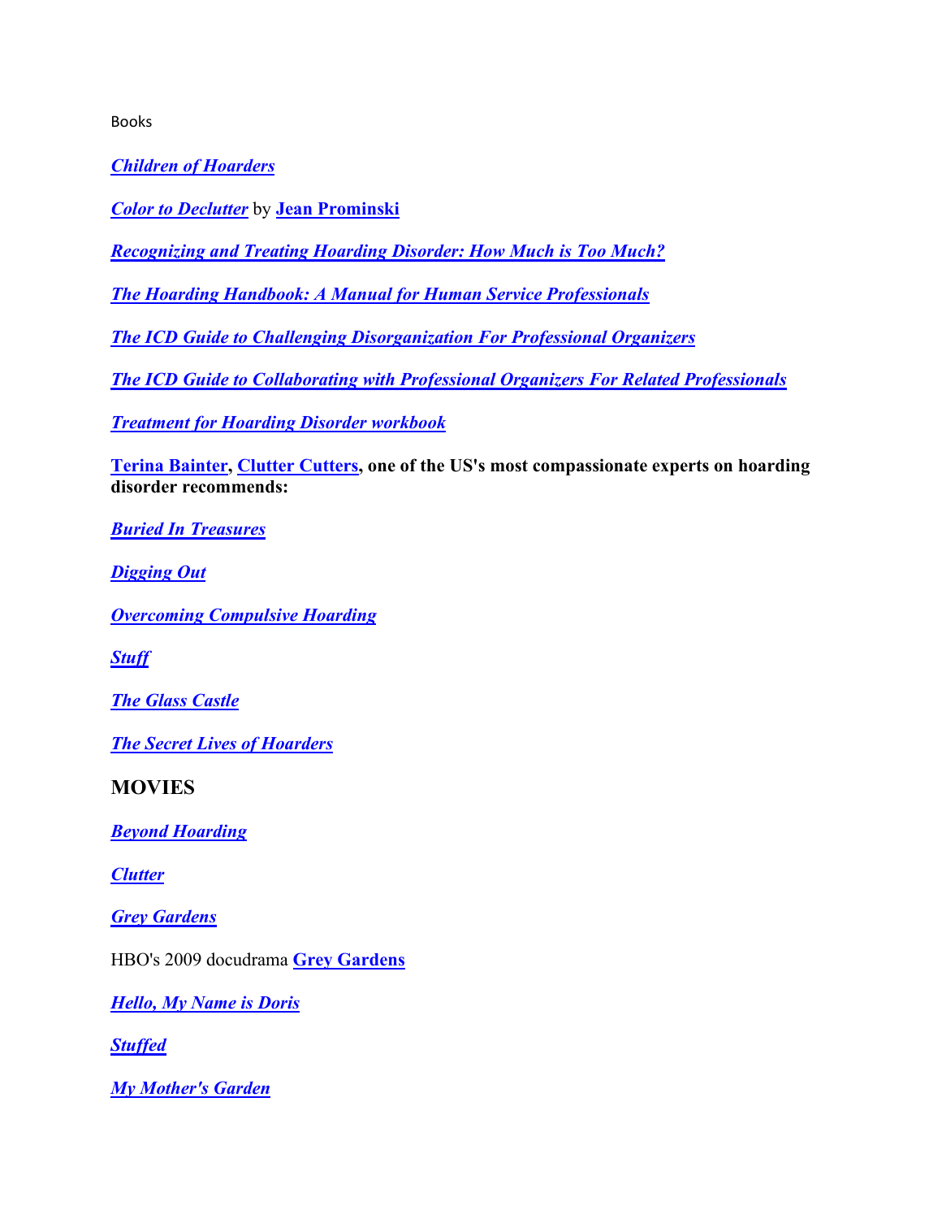Books

***Children of Hoarders***

***Color to Declutter*** by **Jean Prominski**

***Recognizing and Treating Hoarding Disorder: How Much is Too Much?***

***The Hoarding Handbook: A Manual for Human Service Professionals***

***The ICD Guide to Challenging Disorganization For Professional Organizers***

***The ICD Guide to Collaborating with Professional Organizers For Related Professionals***

***Treatment for Hoarding Disorder workbook***

**Terina Bainter, Clutter Cutters, one of the US's most compassionate experts on hoarding disorder recommends:**

***Buried In Treasures***

***Digging Out***

***Overcoming Compulsive Hoarding***

***Stuff***

***The Glass Castle***

***The Secret Lives of Hoarders***

## MOVIES

***Beyond Hoarding***

***Clutter***

***Grey Gardens***

HBO's 2009 docudrama **Grey Gardens**

***Hello, My Name is Doris***

***Stuffed***

***My Mother's Garden***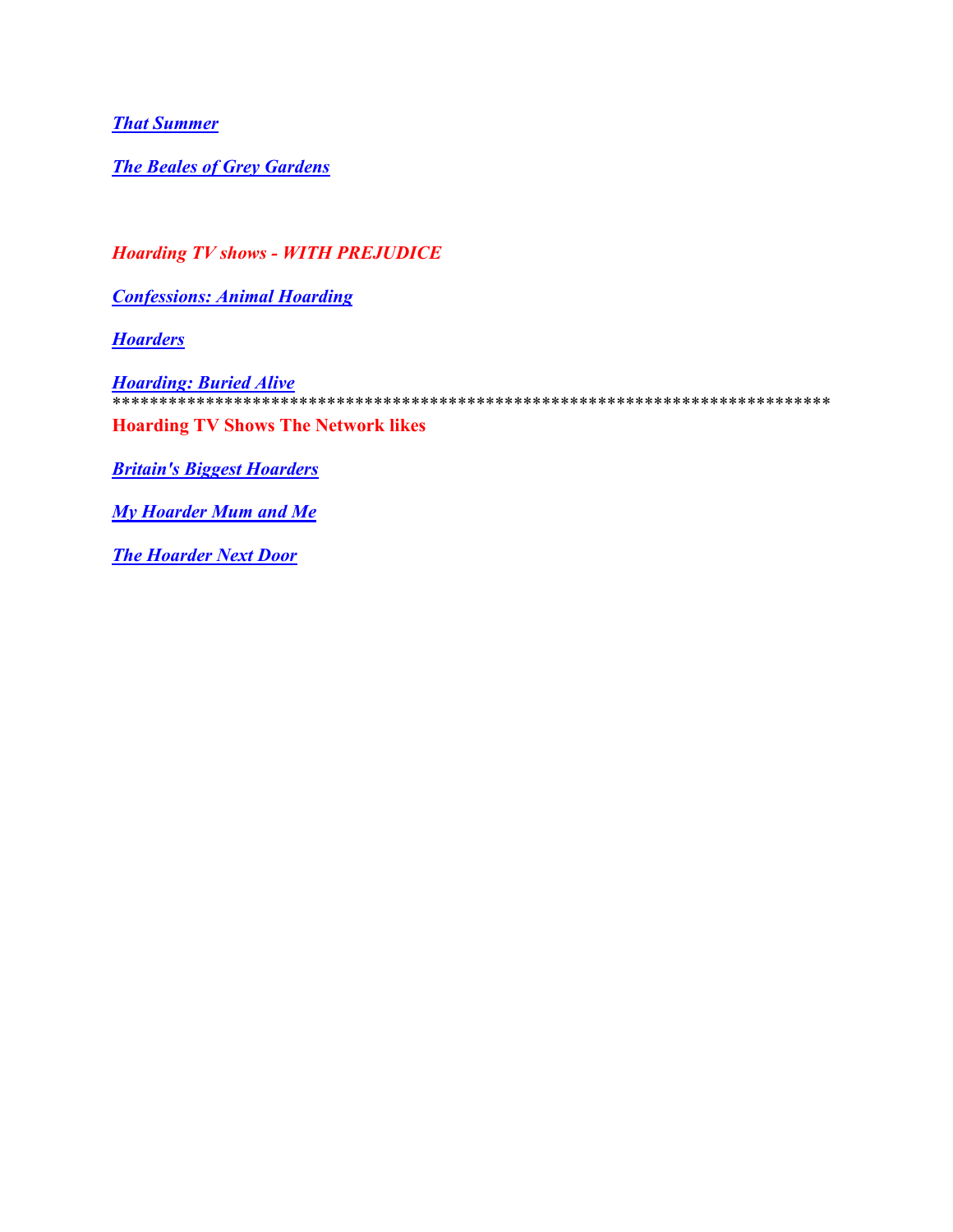***That Summer***

***The Beales of Grey Gardens***

***Hoarding TV shows - WITH PREJUDICE***

***Confessions: Animal Hoarding***

***Hoarders***

***Hoarding: Buried Alive***
*******************************************************************************

**Hoarding TV Shows The Network likes**

***Britain's Biggest Hoarders***

***My Hoarder Mum and Me***

***The Hoarder Next Door***